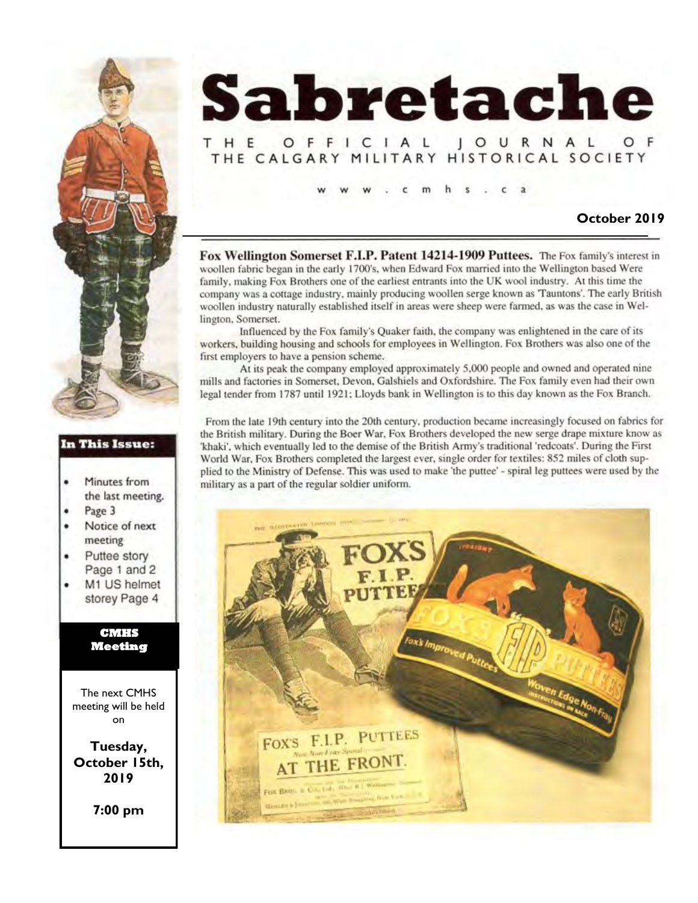# Sabretache

THE OFFICIAL JOURNAL OF THE CALGARY MILITARY HISTORICAL SOCIETY

www.cmhs.ca

**October 2019**

**Fox Wellington Somerset F.I.P. Patent 14214-1909 Puttees.** The Fox family's interest in woollen fabric began in the early 1700's, when Edward Fox married into the Wellington based Were family, making Fox Brothers one of the earliest entrants into the UK wool industry. At this time the company was a cottage industry, mainly producing woollen serge known as 'Tauntons'. The early British woollen industry naturally established itself in areas were sheep were farmed, as was the case in Wellington, Somerset.

Influenced by the Fox family's Quaker faith, the company was enlightened in the care of its workers, building housing and schools for employees in Wellington. Fox Brothers was also one of the first employers to have a pension scheme.

At its peak the company employed approximately 5,000 people and owned and operated nine mills and factories in Somerset, Devon, Galshiels and Oxfordshire. The Fox family even had their own legal tender from 1787 until 1921; Lloyds bank in Wellington is to this day known as the Fox Branch.

From the late 19th century into the 20th century, production became increasingly focused on fabrics for the British military. During the Boer War, Fox Brothers developed the new serge drape mixture know as 'khaki', which eventually led to the demise of the British Army's traditional 'redcoats'. During the First World War, Fox Brothers completed the largest ever, single order for textiles: 852 miles of cloth supplied to the Ministry of Defense. This was used to make 'the puttee' - spiral leg puttees were used by the military as a part of the regular soldier uniform.

### In This Issue:

- Minutes from the last meeting.
- Page 3
- Notice of next meeting
- Puttee story Page 1 and 2
- M1 US helmet storey Page 4

### CMHS Meeting

The next CMHS meeting will be held on

**Tuesday, October 15th, 2019**

**7:00 pm**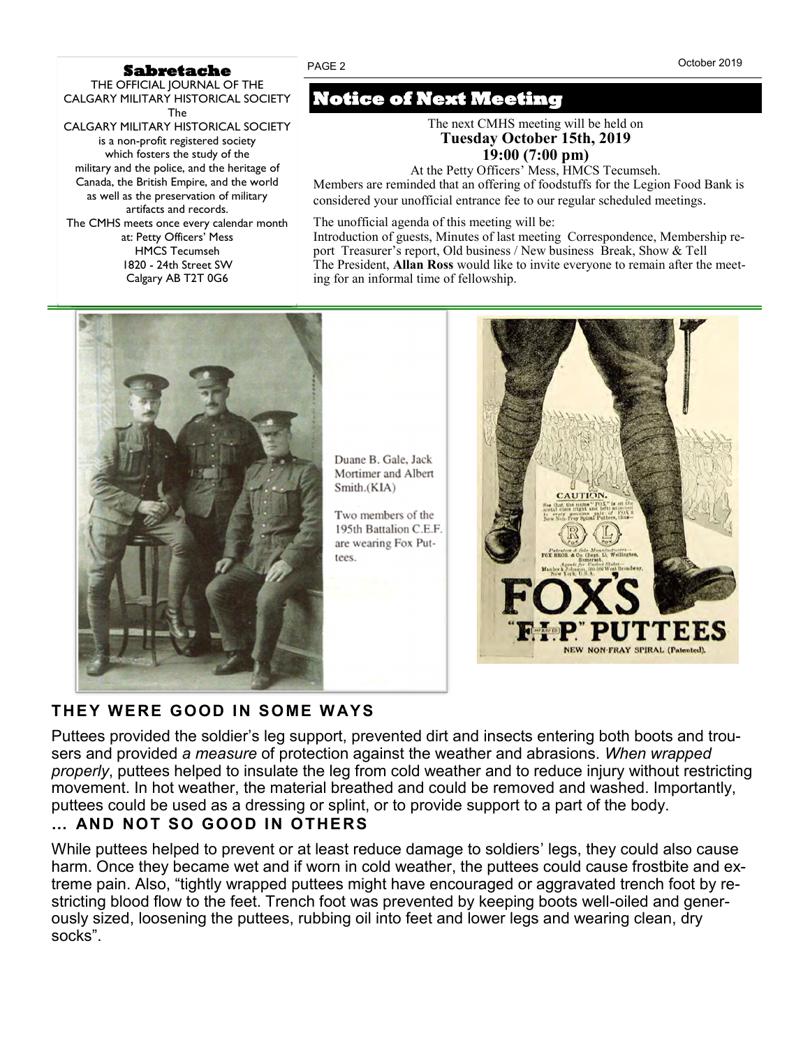**Sabretache**

THE OFFICIAL JOURNAL OF THE CALGARY MILITARY HISTORICAL SOCIETY

The CALGARY MILITARY HISTORICAL SOCIETY is a non-profit registered society which fosters the study of the military and the police, and the heritage of Canada, the British Empire, and the world as well as the preservation of military artifacts and records.

The CMHS meets once every calendar month at: Petty Officers' Mess HMCS Tecumseh 1820 - 24th Street SW Calgary AB T2T 0G6

## Notice of Next Meeting

The next CMHS meeting will be held on
**Tuesday October 15th, 2019**
**19:00 (7:00 pm)**
At the Petty Officers' Mess, HMCS Tecumseh.

Members are reminded that an offering of foodstuffs for the Legion Food Bank is considered your unofficial entrance fee to our regular scheduled meetings.

The unofficial agenda of this meeting will be:
Introduction of guests, Minutes of last meeting Correspondence, Membership report Treasurer's report, Old business / New business Break, Show & Tell
The President, **Allan Ross** would like to invite everyone to remain after the meeting for an informal time of fellowship.

Duane B. Gale, Jack Mortimer and Albert Smith.(KIA)

Two members of the 195th Battalion C.E.F. are wearing Fox Puttees.

## THEY WERE GOOD IN SOME WAYS

Puttees provided the soldier's leg support, prevented dirt and insects entering both boots and trousers and provided *a measure* of protection against the weather and abrasions. *When wrapped properly*, puttees helped to insulate the leg from cold weather and to reduce injury without restricting movement. In hot weather, the material breathed and could be removed and washed. Importantly, puttees could be used as a dressing or splint, or to provide support to a part of the body.

## … AND NOT SO GOOD IN OTHERS

While puttees helped to prevent or at least reduce damage to soldiers' legs, they could also cause harm. Once they became wet and if worn in cold weather, the puttees could cause frostbite and extreme pain. Also, "tightly wrapped puttees might have encouraged or aggravated trench foot by restricting blood flow to the feet. Trench foot was prevented by keeping boots well-oiled and generously sized, loosening the puttees, rubbing oil into feet and lower legs and wearing clean, dry socks".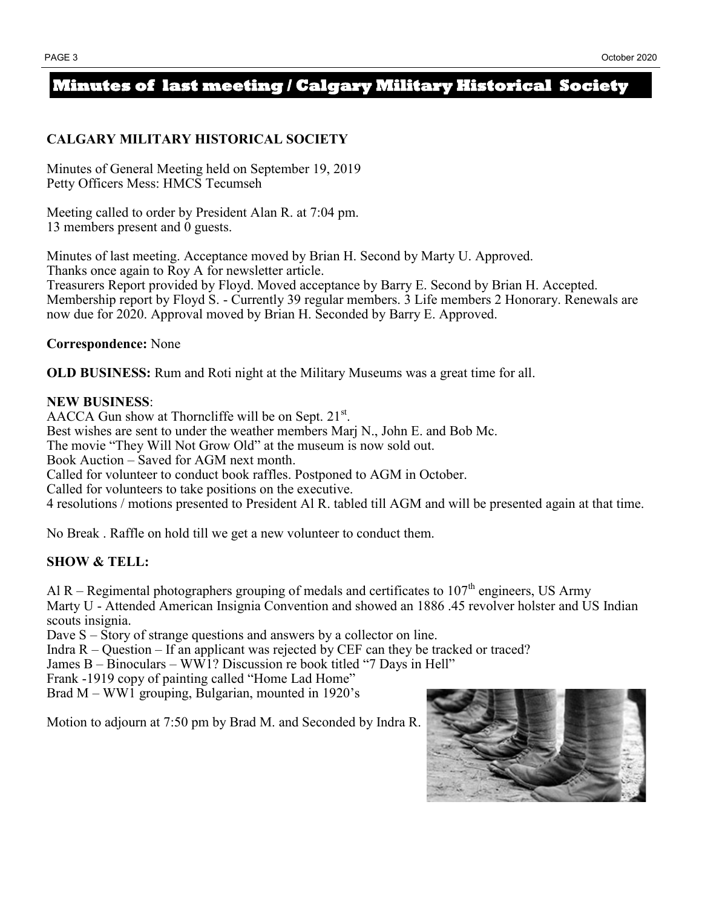# Minutes of last meeting / Calgary Military Historical Society

**CALGARY MILITARY HISTORICAL SOCIETY**

Minutes of General Meeting held on September 19, 2019
Petty Officers Mess: HMCS Tecumseh

Meeting called to order by President Alan R. at 7:04 pm.
13 members present and 0 guests.

Minutes of last meeting. Acceptance moved by Brian H. Second by Marty U. Approved.
Thanks once again to Roy A for newsletter article.
Treasurers Report provided by Floyd. Moved acceptance by Barry E. Second by Brian H. Accepted.
Membership report by Floyd S. - Currently 39 regular members. 3 Life members 2 Honorary. Renewals are now due for 2020. Approval moved by Brian H. Seconded by Barry E. Approved.

**Correspondence:** None

**OLD BUSINESS:** Rum and Roti night at the Military Museums was a great time for all.

**NEW BUSINESS**:
AACCA Gun show at Thorncliffe will be on Sept. 21st.
Best wishes are sent to under the weather members Marj N., John E. and Bob Mc.
The movie "They Will Not Grow Old" at the museum is now sold out.
Book Auction – Saved for AGM next month.
Called for volunteer to conduct book raffles. Postponed to AGM in October.
Called for volunteers to take positions on the executive.
4 resolutions / motions presented to President Al R. tabled till AGM and will be presented again at that time.

No Break . Raffle on hold till we get a new volunteer to conduct them.

**SHOW & TELL:**

Al R – Regimental photographers grouping of medals and certificates to 107th engineers, US Army
Marty U - Attended American Insignia Convention and showed an 1886 .45 revolver holster and US Indian scouts insignia.
Dave S – Story of strange questions and answers by a collector on line.
Indra R – Question – If an applicant was rejected by CEF can they be tracked or traced?
James B – Binoculars – WW1? Discussion re book titled "7 Days in Hell"
Frank -1919 copy of painting called "Home Lad Home"
Brad M – WW1 grouping, Bulgarian, mounted in 1920's

Motion to adjourn at 7:50 pm by Brad M. and Seconded by Indra R.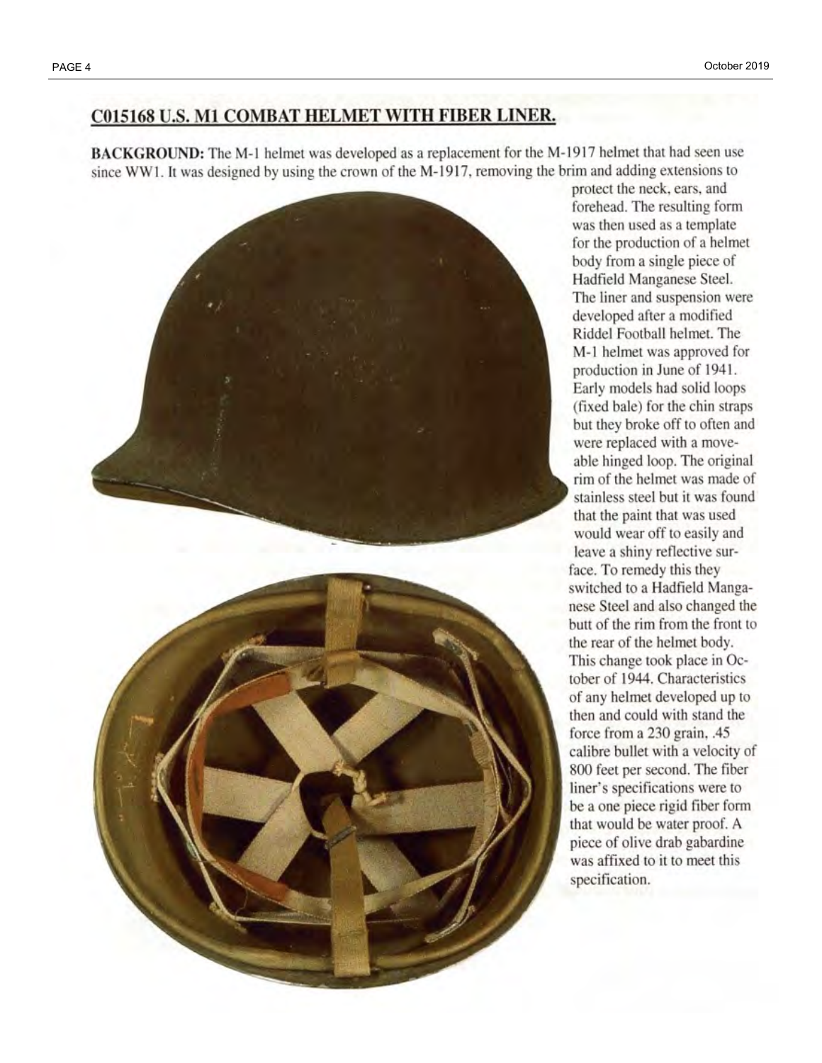## C015168 U.S. M1 COMBAT HELMET WITH FIBER LINER.

**BACKGROUND:** The M-1 helmet was developed as a replacement for the M-1917 helmet that had seen use since WW1. It was designed by using the crown of the M-1917, removing the brim and adding extensions to protect the neck, ears, and forehead. The resulting form was then used as a template for the production of a helmet body from a single piece of Hadfield Manganese Steel. The liner and suspension were developed after a modified Riddel Football helmet. The M-1 helmet was approved for production in June of 1941. Early models had solid loops (fixed bale) for the chin straps but they broke off to often and were replaced with a move-able hinged loop. The original rim of the helmet was made of stainless steel but it was found that the paint that was used would wear off to easily and leave a shiny reflective sur-face. To remedy this they switched to a Hadfield Manga-nese Steel and also changed the butt of the rim from the front to the rear of the helmet body. This change took place in Oc-tober of 1944. Characteristics of any helmet developed up to then and could with stand the force from a 230 grain, .45 calibre bullet with a velocity of 800 feet per second. The fiber liner's specifications were to be a one piece rigid fiber form that would be water proof. A piece of olive drab gabardine was affixed to it to meet this specification.